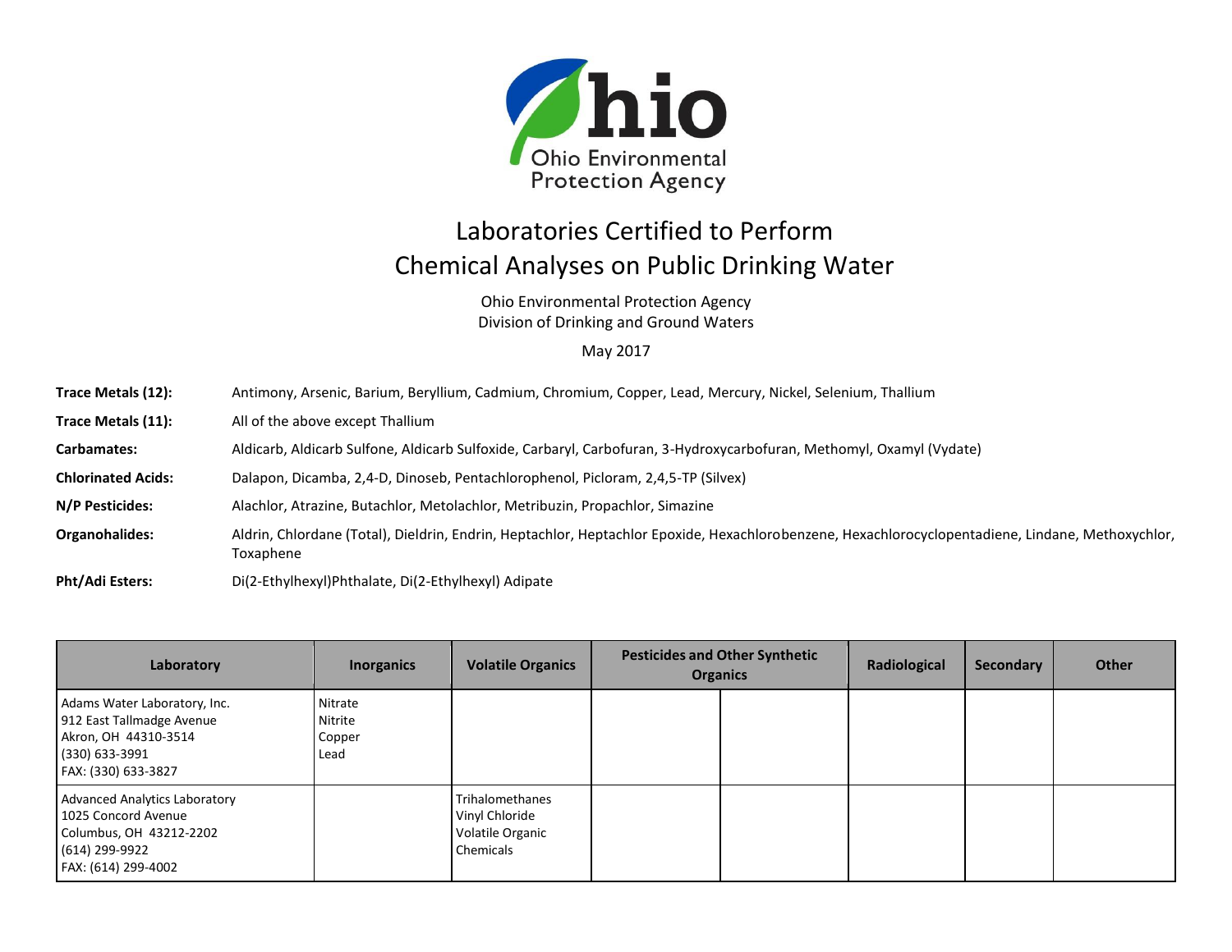Ohio Environmental Protection Agency

# Laboratories Certified to Perform Chemical Analyses on Public Drinking Water

Ohio Environmental Protection Agency
Division of Drinking and Ground Waters

May 2017

**Trace Metals (12):** Antimony, Arsenic, Barium, Beryllium, Cadmium, Chromium, Copper, Lead, Mercury, Nickel, Selenium, Thallium

**Trace Metals (11):** All of the above except Thallium

**Carbamates:** Aldicarb, Aldicarb Sulfone, Aldicarb Sulfoxide, Carbaryl, Carbofuran, 3-Hydroxycarbofuran, Methomyl, Oxamyl (Vydate)

**Chlorinated Acids:** Dalapon, Dicamba, 2,4-D, Dinoseb, Pentachlorophenol, Picloram, 2,4,5-TP (Silvex)

**N/P Pesticides:** Alachlor, Atrazine, Butachlor, Metolachlor, Metribuzin, Propachlor, Simazine

**Organohalides:** Aldrin, Chlordane (Total), Dieldrin, Endrin, Heptachlor, Heptachlor Epoxide, Hexachlorobenzene, Hexachlorocyclopentadiene, Lindane, Methoxychlor, Toxaphene

**Pht/Adi Esters:** Di(2-Ethylhexyl)Phthalate, Di(2-Ethylhexyl) Adipate

| Laboratory | Inorganics | Volatile Organics | Pesticides and Other Synthetic Organics | | Radiological | Secondary | Other |
|---|---|---|---|---|---|---|---|
| Adams Water Laboratory, Inc.<br>912 East Tallmadge Avenue<br>Akron, OH 44310-3514<br>(330) 633-3991<br>FAX: (330) 633-3827 | Nitrate<br>Nitrite<br>Copper<br>Lead | | | | | | |
| Advanced Analytics Laboratory<br>1025 Concord Avenue<br>Columbus, OH 43212-2202<br>(614) 299-9922<br>FAX: (614) 299-4002 | | Trihalomethanes<br>Vinyl Chloride<br>Volatile Organic Chemicals | | | | | |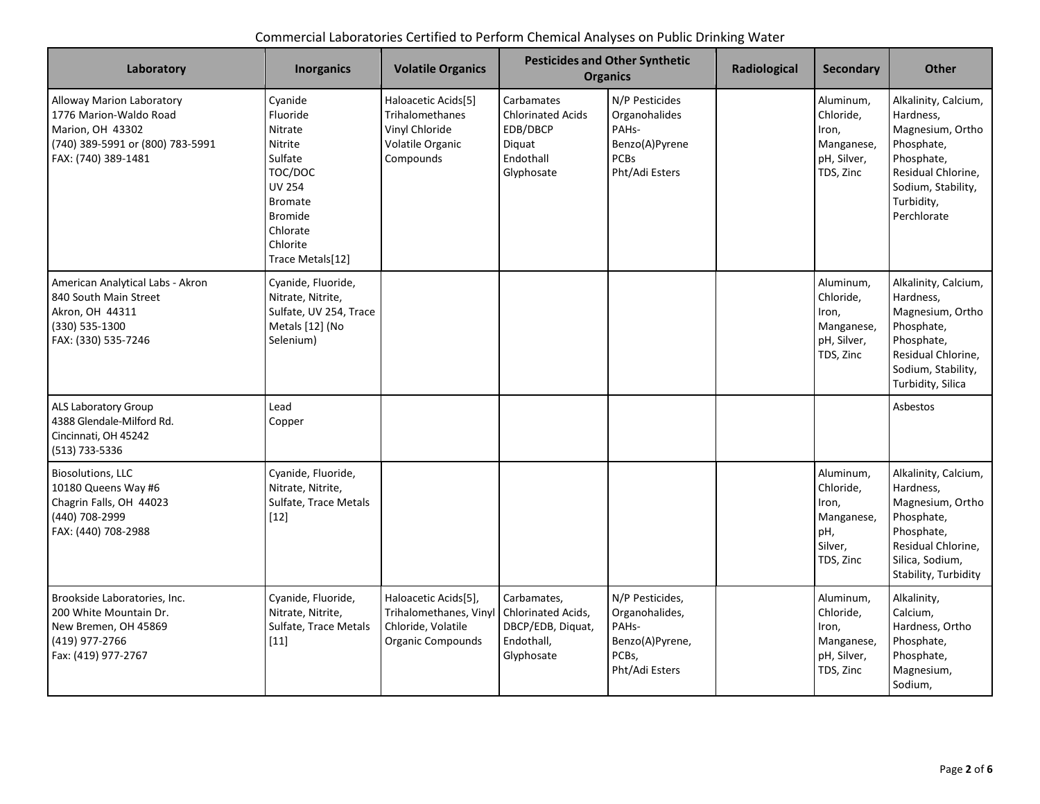Commercial Laboratories Certified to Perform Chemical Analyses on Public Drinking Water

| Laboratory | Inorganics | Volatile Organics | Pesticides and Other Synthetic Organics | | Radiological | Secondary | Other |
|---|---|---|---|---|---|---|---|
| Alloway Marion Laboratory<br>1776 Marion-Waldo Road<br>Marion, OH 43302<br>(740) 389-5991 or (800) 783-5991<br>FAX: (740) 389-1481 | Cyanide<br>Fluoride<br>Nitrate<br>Nitrite<br>Sulfate<br>TOC/DOC<br>UV 254<br>Bromate<br>Bromide<br>Chlorate<br>Chlorite<br>Trace Metals[12] | Haloacetic Acids[5]<br>Trihalomethanes<br>Vinyl Chloride<br>Volatile Organic Compounds | Carbamates<br>Chlorinated Acids<br>EDB/DBCP<br>Diquat<br>Endothall<br>Glyphosate | N/P Pesticides<br>Organohalides<br>PAHs-Benzo(A)Pyrene<br>PCBs<br>Pht/Adi Esters | | Aluminum, Chloride, Iron, Manganese, pH, Silver, TDS, Zinc | Alkalinity, Calcium, Hardness, Magnesium, Ortho Phosphate, Phosphate, Residual Chlorine, Sodium, Stability, Turbidity, Perchlorate |
| American Analytical Labs - Akron<br>840 South Main Street<br>Akron, OH 44311<br>(330) 535-1300<br>FAX: (330) 535-7246 | Cyanide, Fluoride, Nitrate, Nitrite, Sulfate, UV 254, Trace Metals [12] (No Selenium) | | | | | Aluminum, Chloride, Iron, Manganese, pH, Silver, TDS, Zinc | Alkalinity, Calcium, Hardness, Magnesium, Ortho Phosphate, Phosphate, Residual Chlorine, Sodium, Stability, Turbidity, Silica |
| ALS Laboratory Group<br>4388 Glendale-Milford Rd.<br>Cincinnati, OH 45242<br>(513) 733-5336 | Lead<br>Copper | | | | | | Asbestos |
| Biosolutions, LLC<br>10180 Queens Way #6<br>Chagrin Falls, OH 44023<br>(440) 708-2999<br>FAX: (440) 708-2988 | Cyanide, Fluoride, Nitrate, Nitrite, Sulfate, Trace Metals [12] | | | | | Aluminum, Chloride, Iron, Manganese, pH, Silver, TDS, Zinc | Alkalinity, Calcium, Hardness, Magnesium, Ortho Phosphate, Phosphate, Residual Chlorine, Silica, Sodium, Stability, Turbidity |
| Brookside Laboratories, Inc.<br>200 White Mountain Dr.<br>New Bremen, OH 45869<br>(419) 977-2766<br>Fax: (419) 977-2767 | Cyanide, Fluoride, Nitrate, Nitrite, Sulfate, Trace Metals [11] | Haloacetic Acids[5], Trihalomethanes, Vinyl Chloride, Volatile Organic Compounds | Carbamates, Chlorinated Acids, DBCP/EDB, Diquat, Endothall, Glyphosate | N/P Pesticides, Organohalides, PAHs-Benzo(A)Pyrene, PCBs, Pht/Adi Esters | | Aluminum, Chloride, Iron, Manganese, pH, Silver, TDS, Zinc | Alkalinity, Calcium, Hardness, Ortho Phosphate, Phosphate, Magnesium, Sodium, |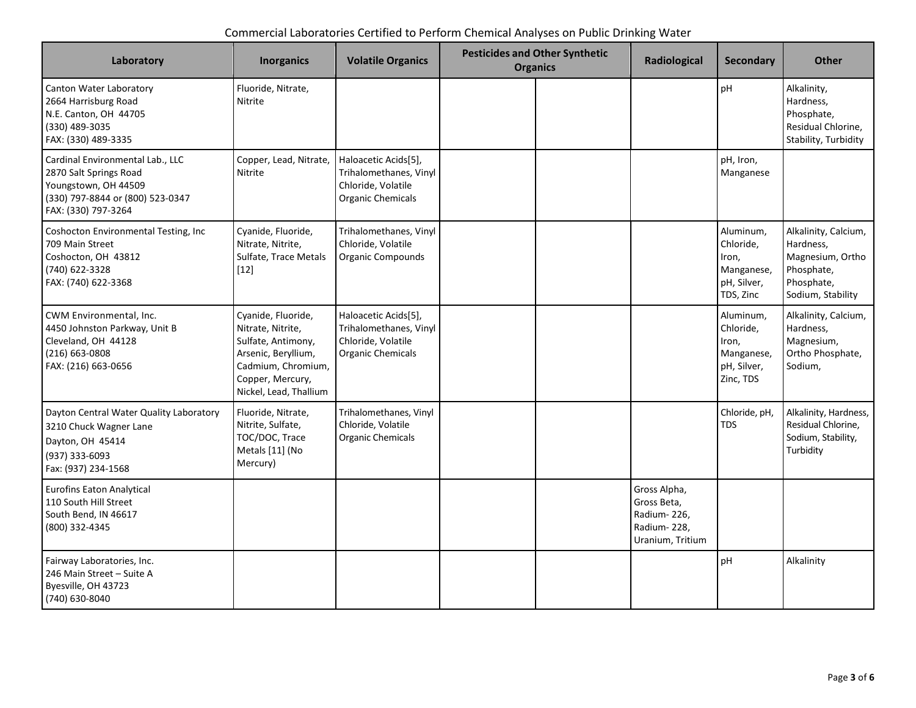Commercial Laboratories Certified to Perform Chemical Analyses on Public Drinking Water

| Laboratory | Inorganics | Volatile Organics | Pesticides and Other Synthetic Organics | | Radiological | Secondary | Other |
|---|---|---|---|---|---|---|---|
| Canton Water Laboratory<br>2664 Harrisburg Road<br>N.E. Canton, OH 44705<br>(330) 489-3035<br>FAX: (330) 489-3335 | Fluoride, Nitrate, Nitrite | | | | | pH | Alkalinity, Hardness, Phosphate, Residual Chlorine, Stability, Turbidity |
| Cardinal Environmental Lab., LLC<br>2870 Salt Springs Road<br>Youngstown, OH 44509<br>(330) 797-8844 or (800) 523-0347<br>FAX: (330) 797-3264 | Copper, Lead, Nitrate, Nitrite | Haloacetic Acids[5], Trihalomethanes, Vinyl Chloride, Volatile Organic Chemicals | | | | pH, Iron, Manganese | |
| Coshocton Environmental Testing, Inc<br>709 Main Street<br>Coshocton, OH 43812<br>(740) 622-3328<br>FAX: (740) 622-3368 | Cyanide, Fluoride, Nitrate, Nitrite, Sulfate, Trace Metals [12] | Trihalomethanes, Vinyl Chloride, Volatile Organic Compounds | | | | Aluminum, Chloride, Iron, Manganese, pH, Silver, TDS, Zinc | Alkalinity, Calcium, Hardness, Magnesium, Ortho Phosphate, Phosphate, Sodium, Stability |
| CWM Environmental, Inc.<br>4450 Johnston Parkway, Unit B<br>Cleveland, OH 44128<br>(216) 663-0808<br>FAX: (216) 663-0656 | Cyanide, Fluoride, Nitrate, Nitrite, Sulfate, Antimony, Arsenic, Beryllium, Cadmium, Chromium, Copper, Mercury, Nickel, Lead, Thallium | Haloacetic Acids[5], Trihalomethanes, Vinyl Chloride, Volatile Organic Chemicals | | | | Aluminum, Chloride, Iron, Manganese, pH, Silver, Zinc, TDS | Alkalinity, Calcium, Hardness, Magnesium, Ortho Phosphate, Sodium, |
| Dayton Central Water Quality Laboratory<br>3210 Chuck Wagner Lane<br>Dayton, OH 45414<br>(937) 333-6093<br>Fax: (937) 234-1568 | Fluoride, Nitrate, Nitrite, Sulfate, TOC/DOC, Trace Metals [11] (No Mercury) | Trihalomethanes, Vinyl Chloride, Volatile Organic Chemicals | | | | Chloride, pH, TDS | Alkalinity, Hardness, Residual Chlorine, Sodium, Stability, Turbidity |
| Eurofins Eaton Analytical<br>110 South Hill Street<br>South Bend, IN 46617<br>(800) 332-4345 | | | | | Gross Alpha, Gross Beta, Radium- 226, Radium- 228, Uranium, Tritium | | |
| Fairway Laboratories, Inc.<br>246 Main Street – Suite A<br>Byesville, OH 43723<br>(740) 630-8040 | | | | | | pH | Alkalinity |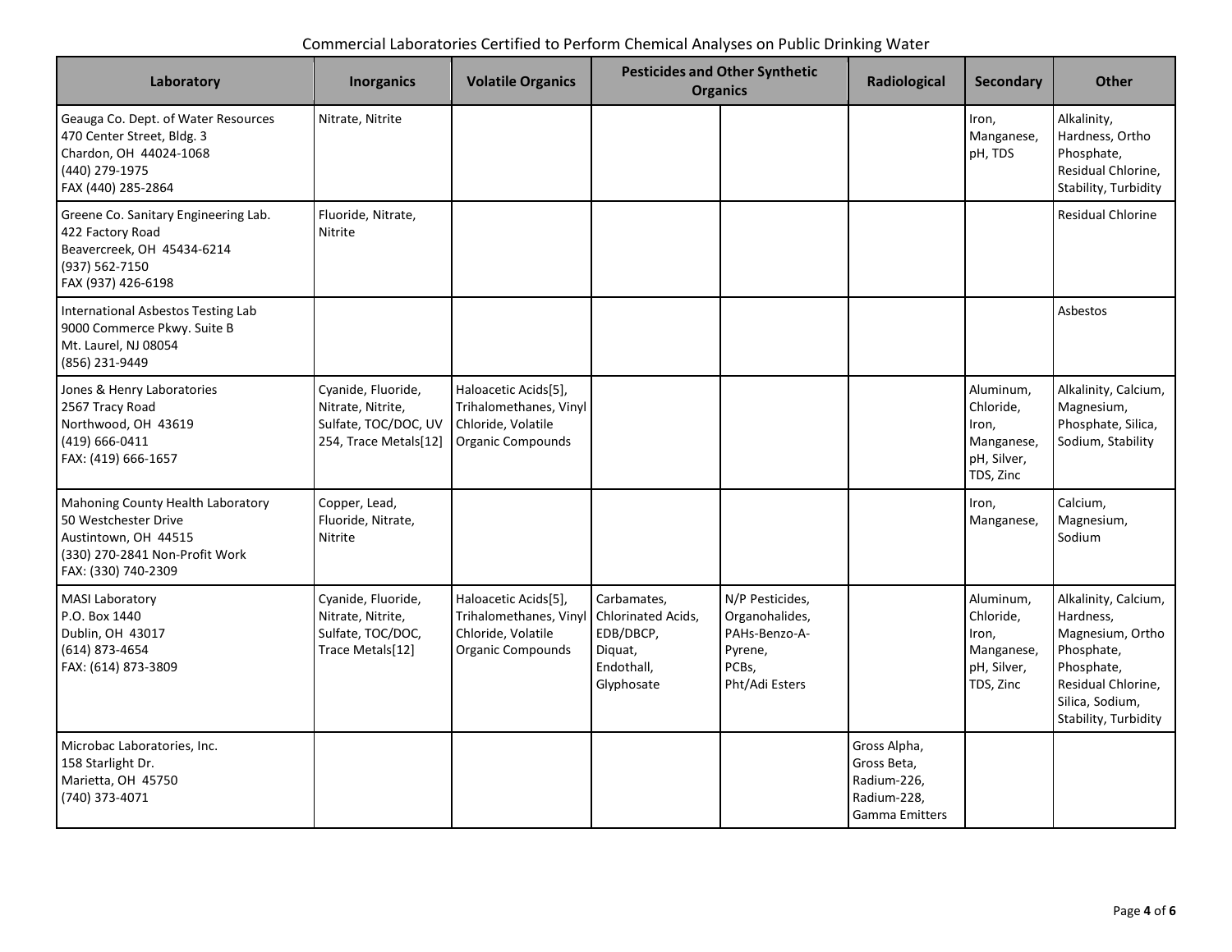Commercial Laboratories Certified to Perform Chemical Analyses on Public Drinking Water

| Laboratory | Inorganics | Volatile Organics | Pesticides and Other Synthetic Organics | | Radiological | Secondary | Other |
|---|---|---|---|---|---|---|---|
| Geauga Co. Dept. of Water Resources<br>470 Center Street, Bldg. 3<br>Chardon, OH 44024-1068<br>(440) 279-1975<br>FAX (440) 285-2864 | Nitrate, Nitrite | | | | | Iron, Manganese, pH, TDS | Alkalinity, Hardness, Ortho Phosphate, Residual Chlorine, Stability, Turbidity |
| Greene Co. Sanitary Engineering Lab.<br>422 Factory Road<br>Beavercreek, OH 45434-6214<br>(937) 562-7150<br>FAX (937) 426-6198 | Fluoride, Nitrate, Nitrite | | | | | | Residual Chlorine |
| International Asbestos Testing Lab<br>9000 Commerce Pkwy. Suite B<br>Mt. Laurel, NJ 08054<br>(856) 231-9449 | | | | | | | Asbestos |
| Jones & Henry Laboratories<br>2567 Tracy Road<br>Northwood, OH 43619<br>(419) 666-0411<br>FAX: (419) 666-1657 | Cyanide, Fluoride, Nitrate, Nitrite, Sulfate, TOC/DOC, UV 254, Trace Metals[12] | Haloacetic Acids[5], Trihalomethanes, Vinyl Chloride, Volatile Organic Compounds | | | | Aluminum, Chloride, Iron, Manganese, pH, Silver, TDS, Zinc | Alkalinity, Calcium, Magnesium, Phosphate, Silica, Sodium, Stability |
| Mahoning County Health Laboratory<br>50 Westchester Drive<br>Austintown, OH 44515<br>(330) 270-2841 Non-Profit Work<br>FAX: (330) 740-2309 | Copper, Lead, Fluoride, Nitrate, Nitrite | | | | | Iron, Manganese, | Calcium, Magnesium, Sodium |
| MASI Laboratory<br>P.O. Box 1440<br>Dublin, OH 43017<br>(614) 873-4654<br>FAX: (614) 873-3809 | Cyanide, Fluoride, Nitrate, Nitrite, Sulfate, TOC/DOC, Trace Metals[12] | Haloacetic Acids[5], Trihalomethanes, Vinyl Chloride, Volatile Organic Compounds | Carbamates, Chlorinated Acids, EDB/DBCP, Diquat, Endothall, Glyphosate | N/P Pesticides, Organohalides, PAHs-Benzo-A-Pyrene, PCBs, Pht/Adi Esters | | Aluminum, Chloride, Iron, Manganese, pH, Silver, TDS, Zinc | Alkalinity, Calcium, Hardness, Magnesium, Ortho Phosphate, Phosphate, Residual Chlorine, Silica, Sodium, Stability, Turbidity |
| Microbac Laboratories, Inc.<br>158 Starlight Dr.<br>Marietta, OH 45750<br>(740) 373-4071 | | | | | Gross Alpha, Gross Beta, Radium-226, Radium-228, Gamma Emitters | | |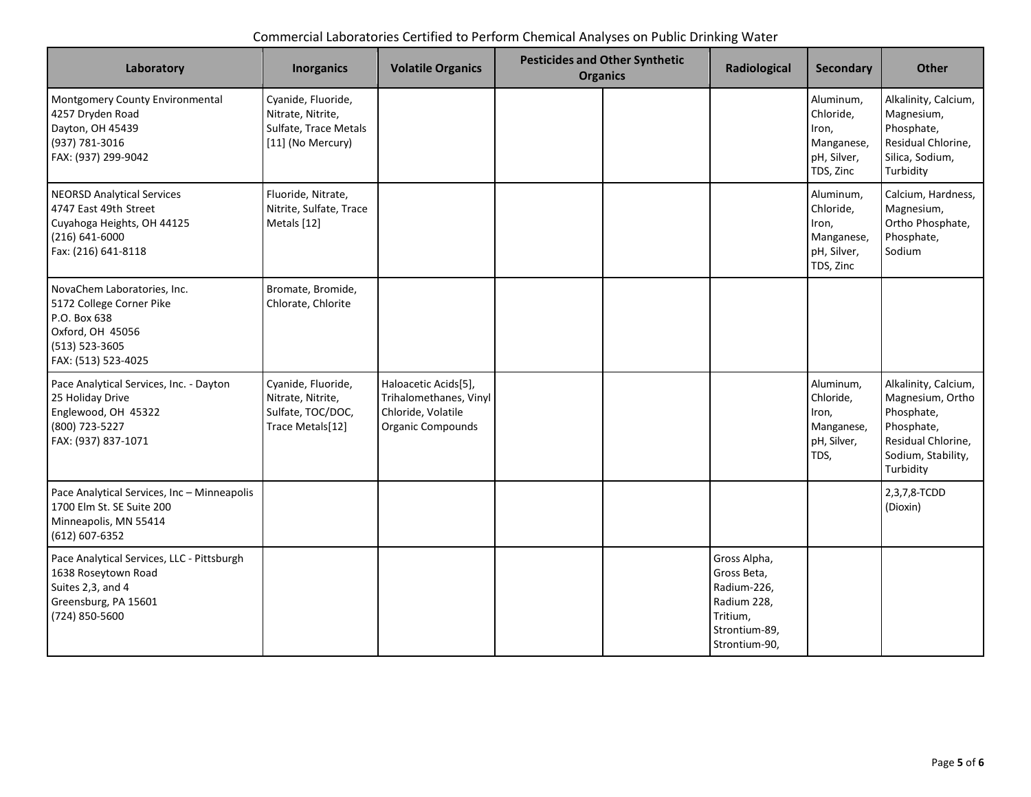Commercial Laboratories Certified to Perform Chemical Analyses on Public Drinking Water

| Laboratory | Inorganics | Volatile Organics | Pesticides and Other Synthetic Organics | | Radiological | Secondary | Other |
|---|---|---|---|---|---|---|---|
| Montgomery County Environmental<br>4257 Dryden Road<br>Dayton, OH 45439<br>(937) 781-3016<br>FAX: (937) 299-9042 | Cyanide, Fluoride, Nitrate, Nitrite, Sulfate, Trace Metals [11] (No Mercury) | | | | | Aluminum, Chloride, Iron, Manganese, pH, Silver, TDS, Zinc | Alkalinity, Calcium, Magnesium, Phosphate, Residual Chlorine, Silica, Sodium, Turbidity |
| NEORSD Analytical Services<br>4747 East 49th Street<br>Cuyahoga Heights, OH 44125<br>(216) 641-6000<br>Fax: (216) 641-8118 | Fluoride, Nitrate, Nitrite, Sulfate, Trace Metals [12] | | | | | Aluminum, Chloride, Iron, Manganese, pH, Silver, TDS, Zinc | Calcium, Hardness, Magnesium, Ortho Phosphate, Phosphate, Sodium |
| NovaChem Laboratories, Inc.<br>5172 College Corner Pike<br>P.O. Box 638<br>Oxford, OH 45056<br>(513) 523-3605<br>FAX: (513) 523-4025 | Bromate, Bromide, Chlorate, Chlorite | | | | | | |
| Pace Analytical Services, Inc. - Dayton<br>25 Holiday Drive<br>Englewood, OH 45322<br>(800) 723-5227<br>FAX: (937) 837-1071 | Cyanide, Fluoride, Nitrate, Nitrite, Sulfate, TOC/DOC, Trace Metals[12] | Haloacetic Acids[5], Trihalomethanes, Vinyl Chloride, Volatile Organic Compounds | | | | Aluminum, Chloride, Iron, Manganese, pH, Silver, TDS, | Alkalinity, Calcium, Magnesium, Ortho Phosphate, Phosphate, Residual Chlorine, Sodium, Stability, Turbidity |
| Pace Analytical Services, Inc – Minneapolis<br>1700 Elm St. SE Suite 200<br>Minneapolis, MN 55414<br>(612) 607-6352 | | | | | | | 2,3,7,8-TCDD (Dioxin) |
| Pace Analytical Services, LLC - Pittsburgh<br>1638 Roseytown Road<br>Suites 2,3, and 4<br>Greensburg, PA 15601<br>(724) 850-5600 | | | | | Gross Alpha, Gross Beta, Radium-226, Radium 228, Tritium, Strontium-89, Strontium-90, | | |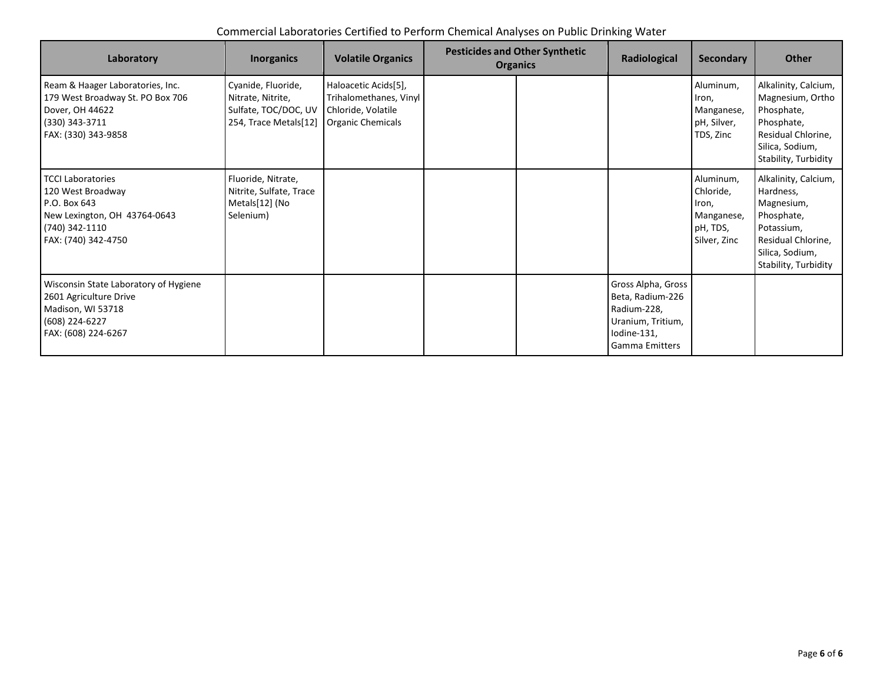Commercial Laboratories Certified to Perform Chemical Analyses on Public Drinking Water

| Laboratory | Inorganics | Volatile Organics | Pesticides and Other Synthetic Organics | | Radiological | Secondary | Other |
|---|---|---|---|---|---|---|---|
| Ream & Haager Laboratories, Inc.<br>179 West Broadway St. PO Box 706<br>Dover, OH 44622<br>(330) 343-3711<br>FAX: (330) 343-9858 | Cyanide, Fluoride, Nitrate, Nitrite, Sulfate, TOC/DOC, UV 254, Trace Metals[12] | Haloacetic Acids[5], Trihalomethanes, Vinyl Chloride, Volatile Organic Chemicals | | | | Aluminum, Iron, Manganese, pH, Silver, TDS, Zinc | Alkalinity, Calcium, Magnesium, Ortho Phosphate, Phosphate, Residual Chlorine, Silica, Sodium, Stability, Turbidity |
| TCCI Laboratories<br>120 West Broadway<br>P.O. Box 643<br>New Lexington, OH 43764-0643<br>(740) 342-1110<br>FAX: (740) 342-4750 | Fluoride, Nitrate, Nitrite, Sulfate, Trace Metals[12] (No Selenium) | | | | | Aluminum, Chloride, Iron, Manganese, pH, TDS, Silver, Zinc | Alkalinity, Calcium, Hardness, Magnesium, Phosphate, Potassium, Residual Chlorine, Silica, Sodium, Stability, Turbidity |
| Wisconsin State Laboratory of Hygiene<br>2601 Agriculture Drive<br>Madison, WI 53718<br>(608) 224-6227<br>FAX: (608) 224-6267 | | | | | Gross Alpha, Gross Beta, Radium-226 Radium-228, Uranium, Tritium, Iodine-131, Gamma Emitters | | |